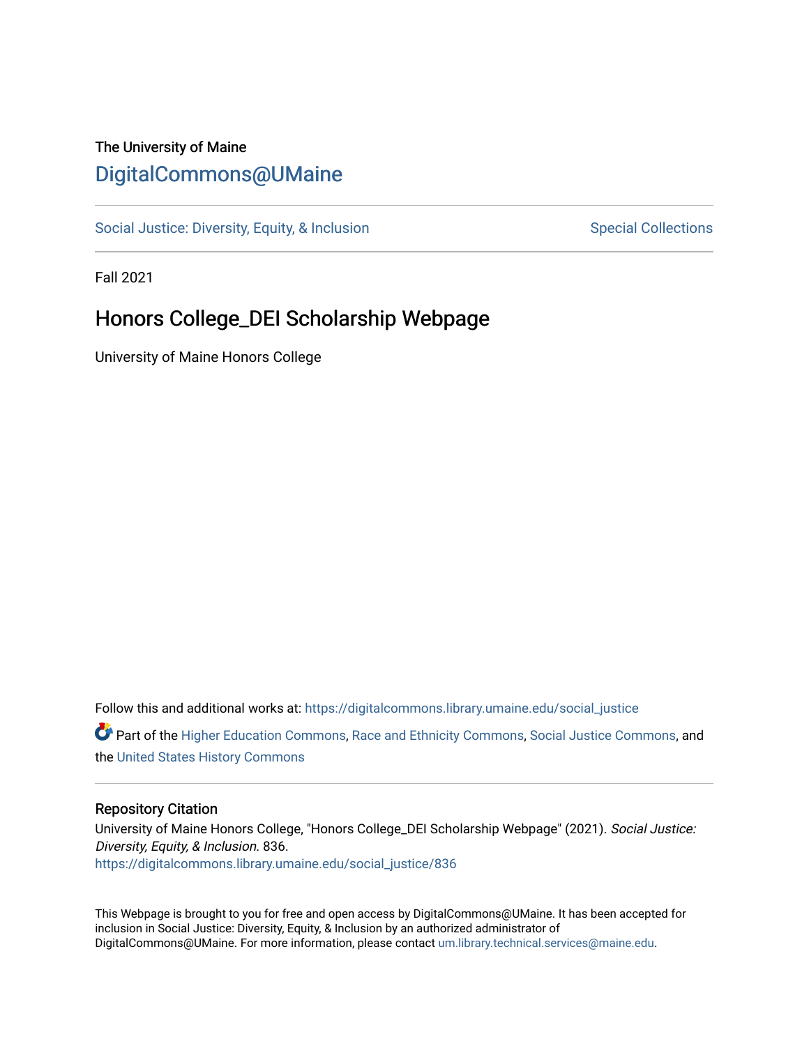The University of Maine

# DigitalCommons@UMaine

Social Justice: Diversity, Equity, & Inclusion — Special Collections

Fall 2021

## Honors College_DEI Scholarship Webpage

University of Maine Honors College

Follow this and additional works at: https://digitalcommons.library.umaine.edu/social_justice

Part of the Higher Education Commons, Race and Ethnicity Commons, Social Justice Commons, and the United States History Commons

### Repository Citation

University of Maine Honors College, "Honors College_DEI Scholarship Webpage" (2021). *Social Justice: Diversity, Equity, & Inclusion*. 836.
https://digitalcommons.library.umaine.edu/social_justice/836

This Webpage is brought to you for free and open access by DigitalCommons@UMaine. It has been accepted for inclusion in Social Justice: Diversity, Equity, & Inclusion by an authorized administrator of DigitalCommons@UMaine. For more information, please contact um.library.technical.services@maine.edu.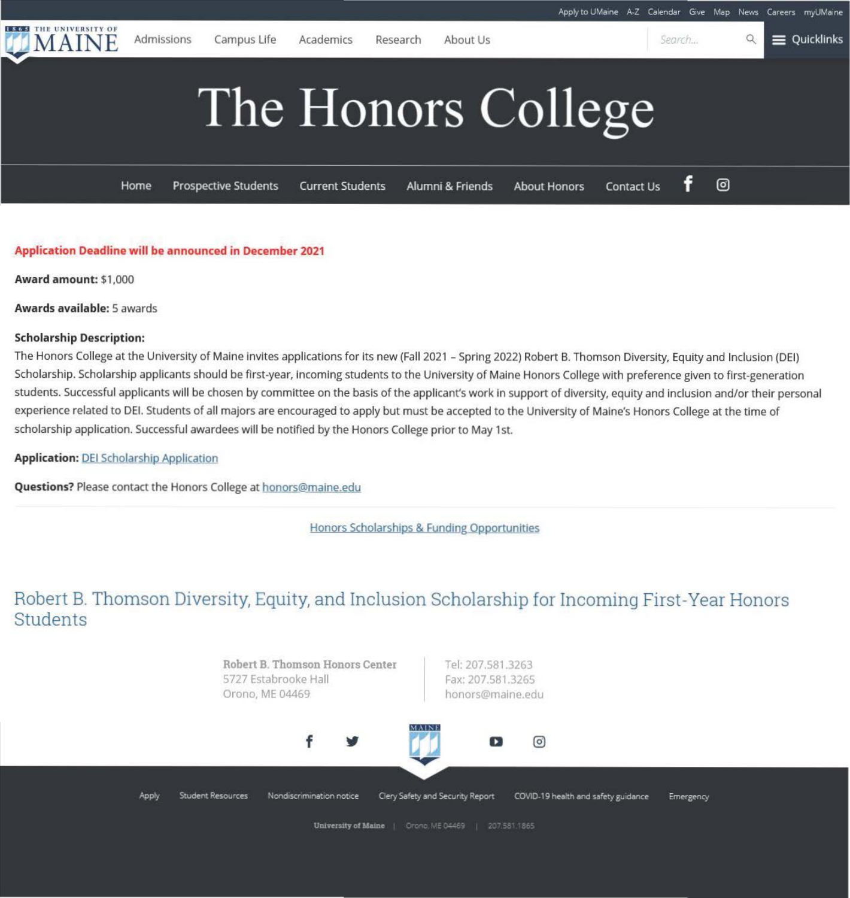Apply to UMaine A-Z Calendar Give Map News Careers myUMaine

THE UNIVERSITY OF MAINE

Admissions Campus Life Academics Research About Us

Quicklinks

# The Honors College

Home Prospective Students Current Students Alumni & Friends About Honors Contact Us

**Application Deadline will be announced in December 2021**

**Award amount:** $1,000

**Awards available:** 5 awards

**Scholarship Description:**

The Honors College at the University of Maine invites applications for its new (Fall 2021 – Spring 2022) Robert B. Thomson Diversity, Equity and Inclusion (DEI) Scholarship. Scholarship applicants should be first-year, incoming students to the University of Maine Honors College with preference given to first-generation students. Successful applicants will be chosen by committee on the basis of the applicant's work in support of diversity, equity and inclusion and/or their personal experience related to DEI. Students of all majors are encouraged to apply but must be accepted to the University of Maine's Honors College at the time of scholarship application. Successful awardees will be notified by the Honors College prior to May 1st.

**Application:** DEI Scholarship Application

**Questions?** Please contact the Honors College at honors@maine.edu

---

Honors Scholarships & Funding Opportunities

## Robert B. Thomson Diversity, Equity, and Inclusion Scholarship for Incoming First-Year Honors Students

Robert B. Thomson Honors Center
5727 Estabrooke Hall
Orono, ME 04469

Tel: 207.581.3263
Fax: 207.581.3265
honors@maine.edu

Apply Student Resources Nondiscrimination notice Clery Safety and Security Report COVID-19 health and safety guidance Emergency

University of Maine | Orono, ME 04469 | 207.581.1865